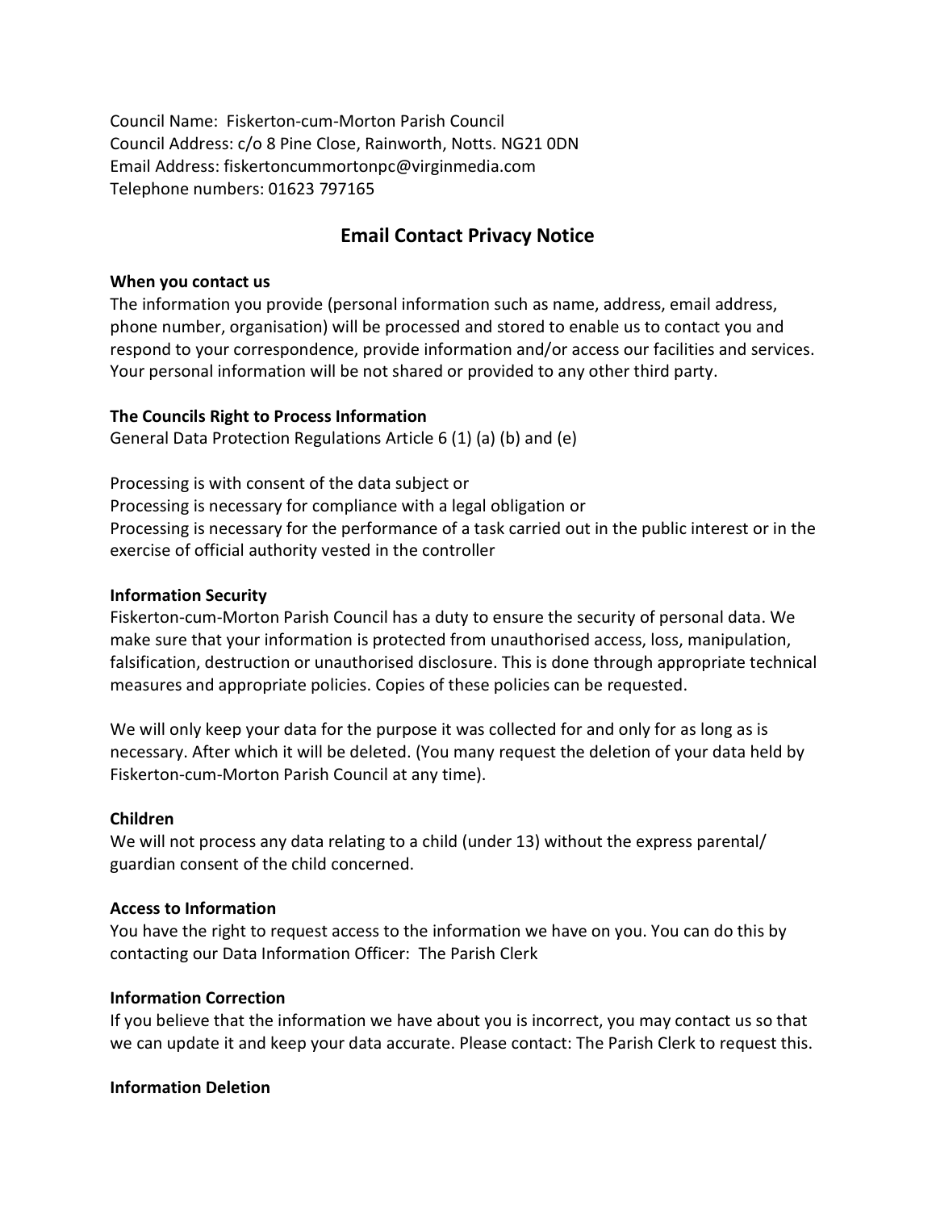Council Name: Fiskerton-cum-Morton Parish Council
Council Address: c/o 8 Pine Close, Rainworth, Notts. NG21 0DN
Email Address: fiskertoncummortonpc@virginmedia.com
Telephone numbers: 01623 797165

## Email Contact Privacy Notice

**When you contact us**

The information you provide (personal information such as name, address, email address, phone number, organisation) will be processed and stored to enable us to contact you and respond to your correspondence, provide information and/or access our facilities and services. Your personal information will be not shared or provided to any other third party.

**The Councils Right to Process Information**

General Data Protection Regulations Article 6 (1) (a) (b) and (e)

Processing is with consent of the data subject or
Processing is necessary for compliance with a legal obligation or
Processing is necessary for the performance of a task carried out in the public interest or in the exercise of official authority vested in the controller

**Information Security**

Fiskerton-cum-Morton Parish Council has a duty to ensure the security of personal data. We make sure that your information is protected from unauthorised access, loss, manipulation, falsification, destruction or unauthorised disclosure. This is done through appropriate technical measures and appropriate policies. Copies of these policies can be requested.

We will only keep your data for the purpose it was collected for and only for as long as is necessary. After which it will be deleted. (You many request the deletion of your data held by Fiskerton-cum-Morton Parish Council at any time).

**Children**

We will not process any data relating to a child (under 13) without the express parental/ guardian consent of the child concerned.

**Access to Information**

You have the right to request access to the information we have on you. You can do this by contacting our Data Information Officer: The Parish Clerk

**Information Correction**

If you believe that the information we have about you is incorrect, you may contact us so that we can update it and keep your data accurate. Please contact: The Parish Clerk to request this.

**Information Deletion**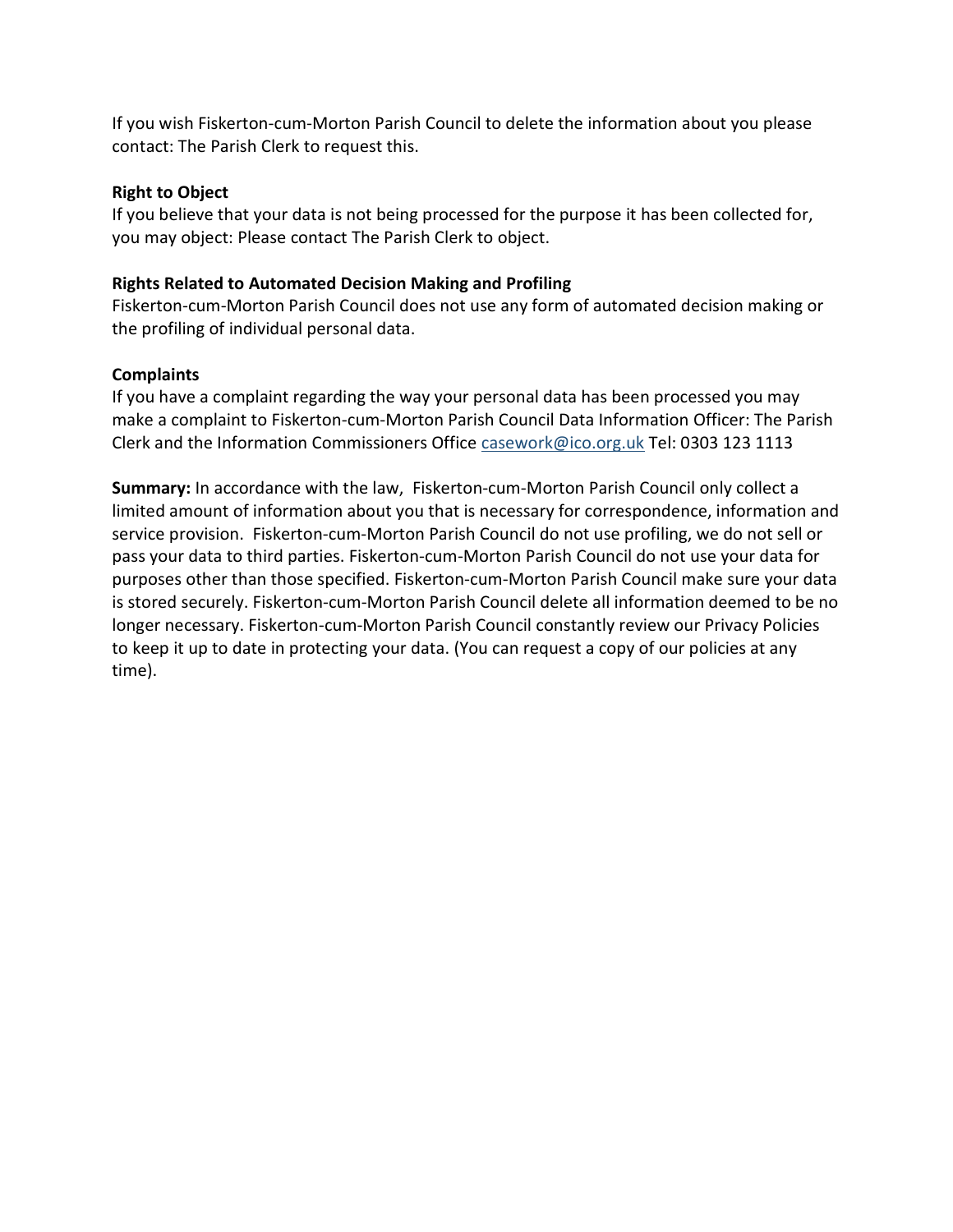If you wish Fiskerton-cum-Morton Parish Council to delete the information about you please contact: The Parish Clerk to request this.

**Right to Object**
If you believe that your data is not being processed for the purpose it has been collected for, you may object: Please contact The Parish Clerk to object.

**Rights Related to Automated Decision Making and Profiling**
Fiskerton-cum-Morton Parish Council does not use any form of automated decision making or the profiling of individual personal data.

**Complaints**
If you have a complaint regarding the way your personal data has been processed you may make a complaint to Fiskerton-cum-Morton Parish Council Data Information Officer: The Parish Clerk and the Information Commissioners Office casework@ico.org.uk Tel: 0303 123 1113

**Summary:** In accordance with the law, Fiskerton-cum-Morton Parish Council only collect a limited amount of information about you that is necessary for correspondence, information and service provision. Fiskerton-cum-Morton Parish Council do not use profiling, we do not sell or pass your data to third parties. Fiskerton-cum-Morton Parish Council do not use your data for purposes other than those specified. Fiskerton-cum-Morton Parish Council make sure your data is stored securely. Fiskerton-cum-Morton Parish Council delete all information deemed to be no longer necessary. Fiskerton-cum-Morton Parish Council constantly review our Privacy Policies to keep it up to date in protecting your data. (You can request a copy of our policies at any time).